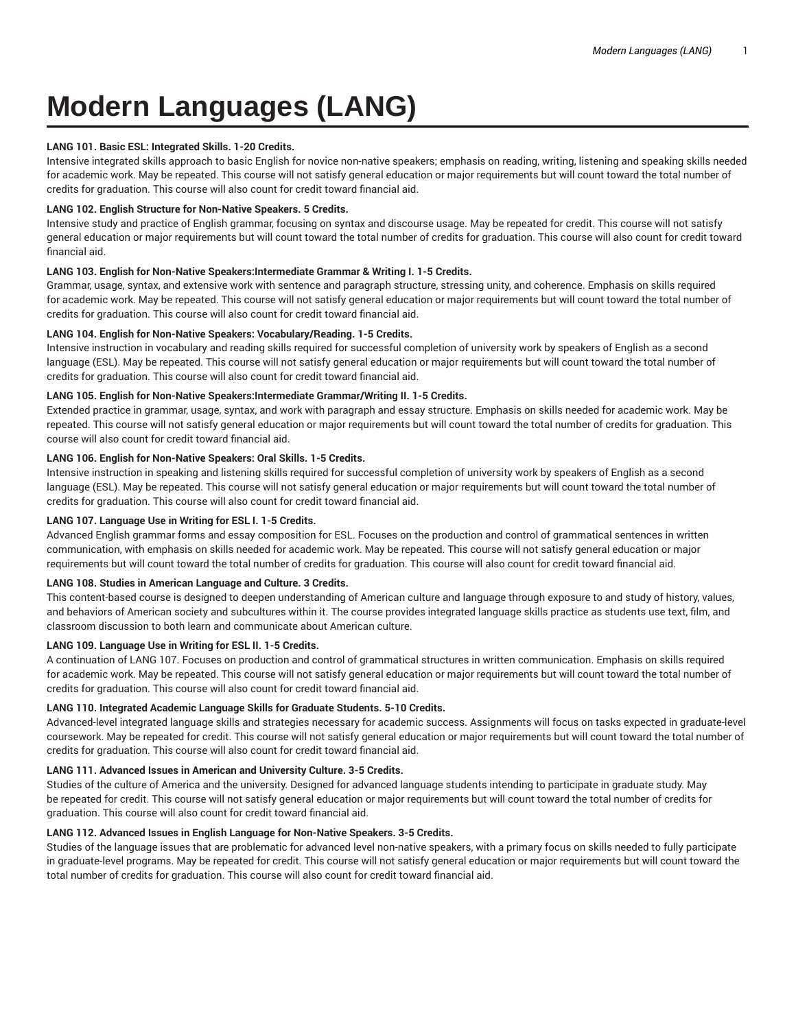# Modern Languages (LANG)

**LANG 101. Basic ESL: Integrated Skills. 1-20 Credits.**
Intensive integrated skills approach to basic English for novice non-native speakers; emphasis on reading, writing, listening and speaking skills needed for academic work. May be repeated. This course will not satisfy general education or major requirements but will count toward the total number of credits for graduation. This course will also count for credit toward financial aid.

**LANG 102. English Structure for Non-Native Speakers. 5 Credits.**
Intensive study and practice of English grammar, focusing on syntax and discourse usage. May be repeated for credit. This course will not satisfy general education or major requirements but will count toward the total number of credits for graduation. This course will also count for credit toward financial aid.

**LANG 103. English for Non-Native Speakers:Intermediate Grammar & Writing I. 1-5 Credits.**
Grammar, usage, syntax, and extensive work with sentence and paragraph structure, stressing unity, and coherence. Emphasis on skills required for academic work. May be repeated. This course will not satisfy general education or major requirements but will count toward the total number of credits for graduation. This course will also count for credit toward financial aid.

**LANG 104. English for Non-Native Speakers: Vocabulary/Reading. 1-5 Credits.**
Intensive instruction in vocabulary and reading skills required for successful completion of university work by speakers of English as a second language (ESL). May be repeated. This course will not satisfy general education or major requirements but will count toward the total number of credits for graduation. This course will also count for credit toward financial aid.

**LANG 105. English for Non-Native Speakers:Intermediate Grammar/Writing II. 1-5 Credits.**
Extended practice in grammar, usage, syntax, and work with paragraph and essay structure. Emphasis on skills needed for academic work. May be repeated. This course will not satisfy general education or major requirements but will count toward the total number of credits for graduation. This course will also count for credit toward financial aid.

**LANG 106. English for Non-Native Speakers: Oral Skills. 1-5 Credits.**
Intensive instruction in speaking and listening skills required for successful completion of university work by speakers of English as a second language (ESL). May be repeated. This course will not satisfy general education or major requirements but will count toward the total number of credits for graduation. This course will also count for credit toward financial aid.

**LANG 107. Language Use in Writing for ESL I. 1-5 Credits.**
Advanced English grammar forms and essay composition for ESL. Focuses on the production and control of grammatical sentences in written communication, with emphasis on skills needed for academic work. May be repeated. This course will not satisfy general education or major requirements but will count toward the total number of credits for graduation. This course will also count for credit toward financial aid.

**LANG 108. Studies in American Language and Culture. 3 Credits.**
This content-based course is designed to deepen understanding of American culture and language through exposure to and study of history, values, and behaviors of American society and subcultures within it. The course provides integrated language skills practice as students use text, film, and classroom discussion to both learn and communicate about American culture.

**LANG 109. Language Use in Writing for ESL II. 1-5 Credits.**
A continuation of LANG 107. Focuses on production and control of grammatical structures in written communication. Emphasis on skills required for academic work. May be repeated. This course will not satisfy general education or major requirements but will count toward the total number of credits for graduation. This course will also count for credit toward financial aid.

**LANG 110. Integrated Academic Language Skills for Graduate Students. 5-10 Credits.**
Advanced-level integrated language skills and strategies necessary for academic success. Assignments will focus on tasks expected in graduate-level coursework. May be repeated for credit. This course will not satisfy general education or major requirements but will count toward the total number of credits for graduation. This course will also count for credit toward financial aid.

**LANG 111. Advanced Issues in American and University Culture. 3-5 Credits.**
Studies of the culture of America and the university. Designed for advanced language students intending to participate in graduate study. May be repeated for credit. This course will not satisfy general education or major requirements but will count toward the total number of credits for graduation. This course will also count for credit toward financial aid.

**LANG 112. Advanced Issues in English Language for Non-Native Speakers. 3-5 Credits.**
Studies of the language issues that are problematic for advanced level non-native speakers, with a primary focus on skills needed to fully participate in graduate-level programs. May be repeated for credit. This course will not satisfy general education or major requirements but will count toward the total number of credits for graduation. This course will also count for credit toward financial aid.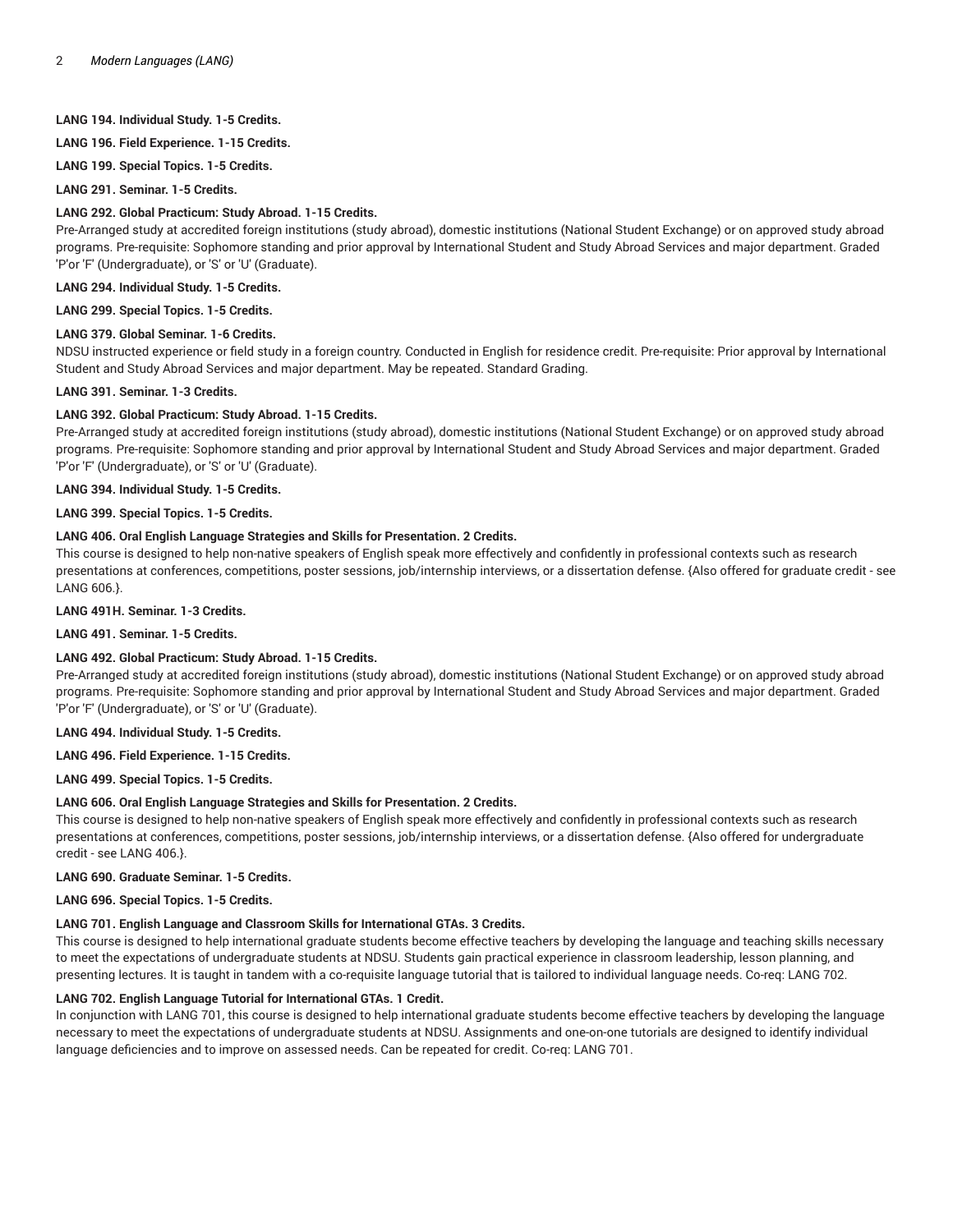**LANG 194. Individual Study. 1-5 Credits.**

**LANG 196. Field Experience. 1-15 Credits.**

**LANG 199. Special Topics. 1-5 Credits.**

**LANG 291. Seminar. 1-5 Credits.**

**LANG 292. Global Practicum: Study Abroad. 1-15 Credits.**

Pre-Arranged study at accredited foreign institutions (study abroad), domestic institutions (National Student Exchange) or on approved study abroad programs. Pre-requisite: Sophomore standing and prior approval by International Student and Study Abroad Services and major department. Graded 'P'or 'F' (Undergraduate), or 'S' or 'U' (Graduate).

**LANG 294. Individual Study. 1-5 Credits.**

**LANG 299. Special Topics. 1-5 Credits.**

**LANG 379. Global Seminar. 1-6 Credits.**

NDSU instructed experience or field study in a foreign country. Conducted in English for residence credit. Pre-requisite: Prior approval by International Student and Study Abroad Services and major department. May be repeated. Standard Grading.

**LANG 391. Seminar. 1-3 Credits.**

**LANG 392. Global Practicum: Study Abroad. 1-15 Credits.**

Pre-Arranged study at accredited foreign institutions (study abroad), domestic institutions (National Student Exchange) or on approved study abroad programs. Pre-requisite: Sophomore standing and prior approval by International Student and Study Abroad Services and major department. Graded 'P'or 'F' (Undergraduate), or 'S' or 'U' (Graduate).

**LANG 394. Individual Study. 1-5 Credits.**

**LANG 399. Special Topics. 1-5 Credits.**

**LANG 406. Oral English Language Strategies and Skills for Presentation. 2 Credits.**

This course is designed to help non-native speakers of English speak more effectively and confidently in professional contexts such as research presentations at conferences, competitions, poster sessions, job/internship interviews, or a dissertation defense. {Also offered for graduate credit - see LANG 606.}.

**LANG 491H. Seminar. 1-3 Credits.**

**LANG 491. Seminar. 1-5 Credits.**

**LANG 492. Global Practicum: Study Abroad. 1-15 Credits.**

Pre-Arranged study at accredited foreign institutions (study abroad), domestic institutions (National Student Exchange) or on approved study abroad programs. Pre-requisite: Sophomore standing and prior approval by International Student and Study Abroad Services and major department. Graded 'P'or 'F' (Undergraduate), or 'S' or 'U' (Graduate).

**LANG 494. Individual Study. 1-5 Credits.**

**LANG 496. Field Experience. 1-15 Credits.**

**LANG 499. Special Topics. 1-5 Credits.**

**LANG 606. Oral English Language Strategies and Skills for Presentation. 2 Credits.**

This course is designed to help non-native speakers of English speak more effectively and confidently in professional contexts such as research presentations at conferences, competitions, poster sessions, job/internship interviews, or a dissertation defense. {Also offered for undergraduate credit - see LANG 406.}.

**LANG 690. Graduate Seminar. 1-5 Credits.**

**LANG 696. Special Topics. 1-5 Credits.**

**LANG 701. English Language and Classroom Skills for International GTAs. 3 Credits.**

This course is designed to help international graduate students become effective teachers by developing the language and teaching skills necessary to meet the expectations of undergraduate students at NDSU. Students gain practical experience in classroom leadership, lesson planning, and presenting lectures. It is taught in tandem with a co-requisite language tutorial that is tailored to individual language needs. Co-req: LANG 702.

**LANG 702. English Language Tutorial for International GTAs. 1 Credit.**

In conjunction with LANG 701, this course is designed to help international graduate students become effective teachers by developing the language necessary to meet the expectations of undergraduate students at NDSU. Assignments and one-on-one tutorials are designed to identify individual language deficiencies and to improve on assessed needs. Can be repeated for credit. Co-req: LANG 701.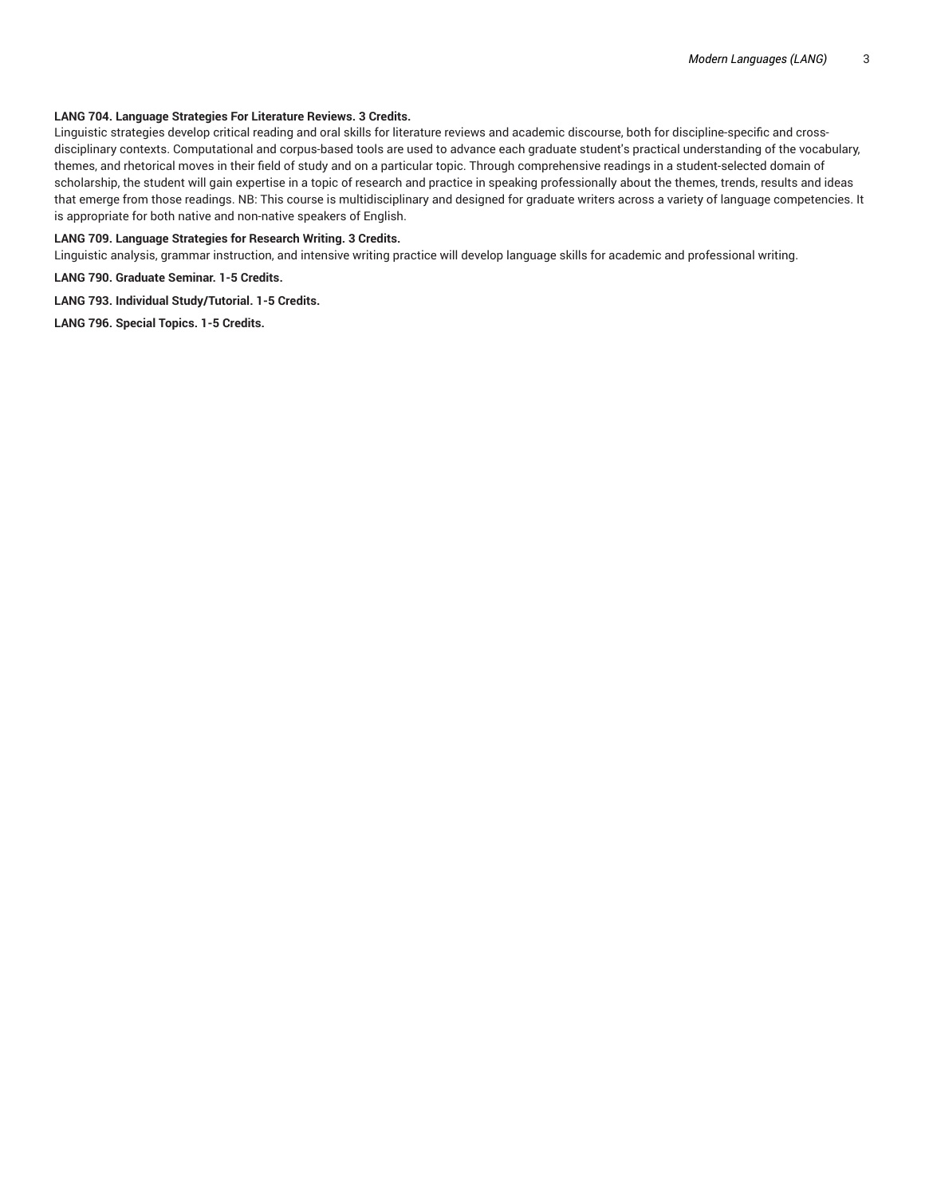**LANG 704. Language Strategies For Literature Reviews. 3 Credits.**
Linguistic strategies develop critical reading and oral skills for literature reviews and academic discourse, both for discipline-specific and cross-disciplinary contexts. Computational and corpus-based tools are used to advance each graduate student's practical understanding of the vocabulary, themes, and rhetorical moves in their field of study and on a particular topic. Through comprehensive readings in a student-selected domain of scholarship, the student will gain expertise in a topic of research and practice in speaking professionally about the themes, trends, results and ideas that emerge from those readings. NB: This course is multidisciplinary and designed for graduate writers across a variety of language competencies. It is appropriate for both native and non-native speakers of English.

**LANG 709. Language Strategies for Research Writing. 3 Credits.**
Linguistic analysis, grammar instruction, and intensive writing practice will develop language skills for academic and professional writing.

**LANG 790. Graduate Seminar. 1-5 Credits.**

**LANG 793. Individual Study/Tutorial. 1-5 Credits.**

**LANG 796. Special Topics. 1-5 Credits.**